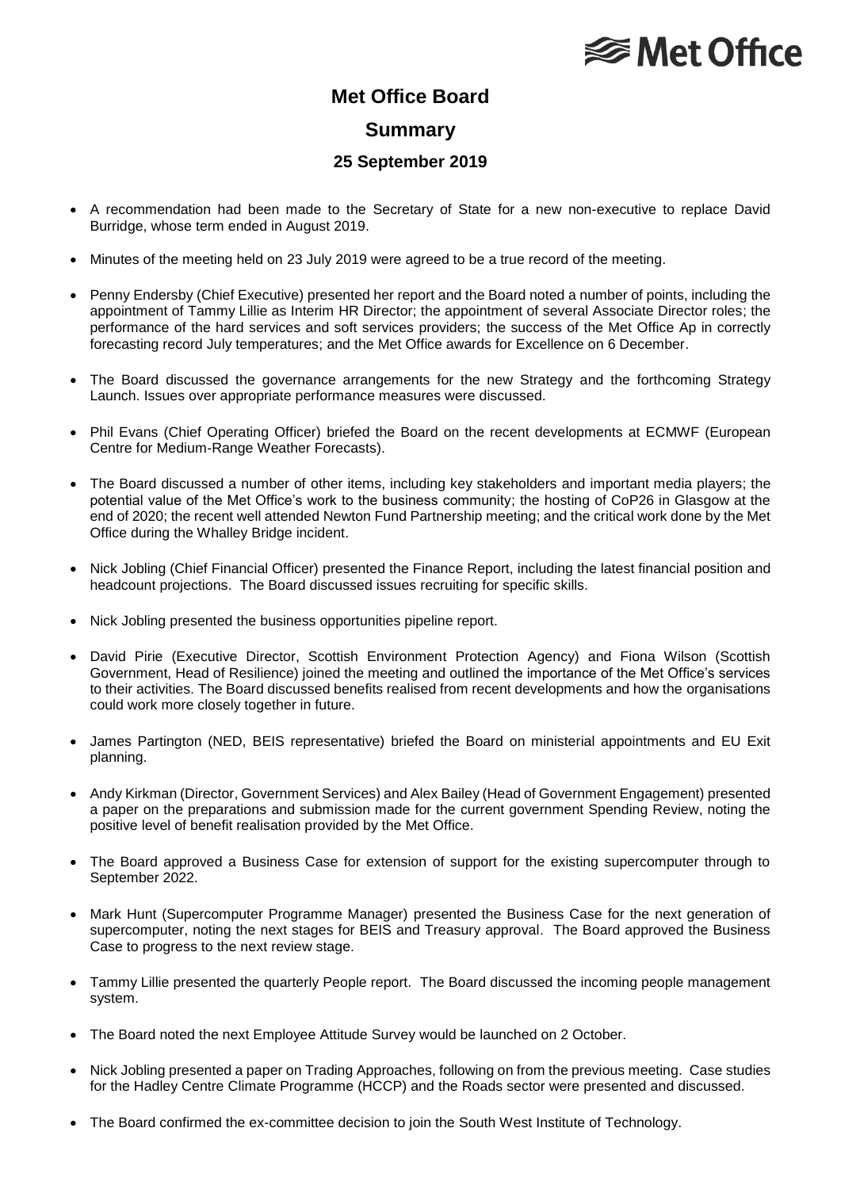# Met Office Board

## Summary

### 25 September 2019

- A recommendation had been made to the Secretary of State for a new non-executive to replace David Burridge, whose term ended in August 2019.
- Minutes of the meeting held on 23 July 2019 were agreed to be a true record of the meeting.
- Penny Endersby (Chief Executive) presented her report and the Board noted a number of points, including the appointment of Tammy Lillie as Interim HR Director; the appointment of several Associate Director roles; the performance of the hard services and soft services providers; the success of the Met Office Ap in correctly forecasting record July temperatures; and the Met Office awards for Excellence on 6 December.
- The Board discussed the governance arrangements for the new Strategy and the forthcoming Strategy Launch. Issues over appropriate performance measures were discussed.
- Phil Evans (Chief Operating Officer) briefed the Board on the recent developments at ECMWF (European Centre for Medium-Range Weather Forecasts).
- The Board discussed a number of other items, including key stakeholders and important media players; the potential value of the Met Office's work to the business community; the hosting of CoP26 in Glasgow at the end of 2020; the recent well attended Newton Fund Partnership meeting; and the critical work done by the Met Office during the Whalley Bridge incident.
- Nick Jobling (Chief Financial Officer) presented the Finance Report, including the latest financial position and headcount projections. The Board discussed issues recruiting for specific skills.
- Nick Jobling presented the business opportunities pipeline report.
- David Pirie (Executive Director, Scottish Environment Protection Agency) and Fiona Wilson (Scottish Government, Head of Resilience) joined the meeting and outlined the importance of the Met Office's services to their activities. The Board discussed benefits realised from recent developments and how the organisations could work more closely together in future.
- James Partington (NED, BEIS representative) briefed the Board on ministerial appointments and EU Exit planning.
- Andy Kirkman (Director, Government Services) and Alex Bailey (Head of Government Engagement) presented a paper on the preparations and submission made for the current government Spending Review, noting the positive level of benefit realisation provided by the Met Office.
- The Board approved a Business Case for extension of support for the existing supercomputer through to September 2022.
- Mark Hunt (Supercomputer Programme Manager) presented the Business Case for the next generation of supercomputer, noting the next stages for BEIS and Treasury approval. The Board approved the Business Case to progress to the next review stage.
- Tammy Lillie presented the quarterly People report. The Board discussed the incoming people management system.
- The Board noted the next Employee Attitude Survey would be launched on 2 October.
- Nick Jobling presented a paper on Trading Approaches, following on from the previous meeting. Case studies for the Hadley Centre Climate Programme (HCCP) and the Roads sector were presented and discussed.
- The Board confirmed the ex-committee decision to join the South West Institute of Technology.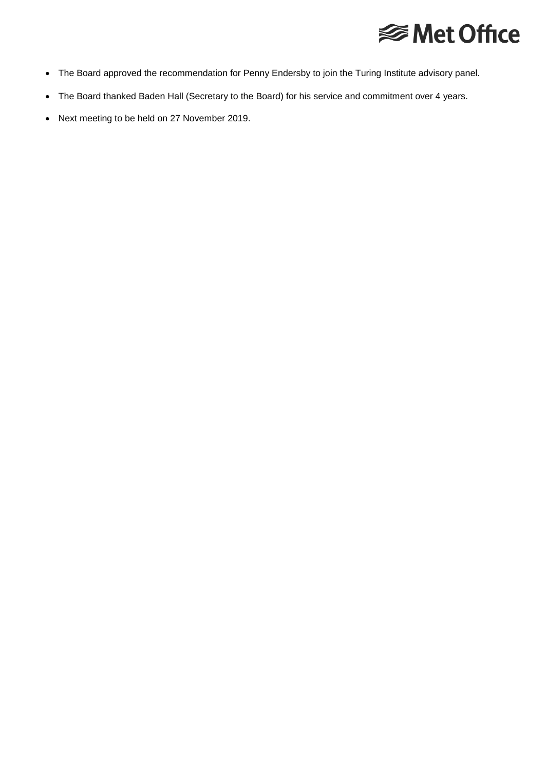- The Board approved the recommendation for Penny Endersby to join the Turing Institute advisory panel.
- The Board thanked Baden Hall (Secretary to the Board) for his service and commitment over 4 years.
- Next meeting to be held on 27 November 2019.